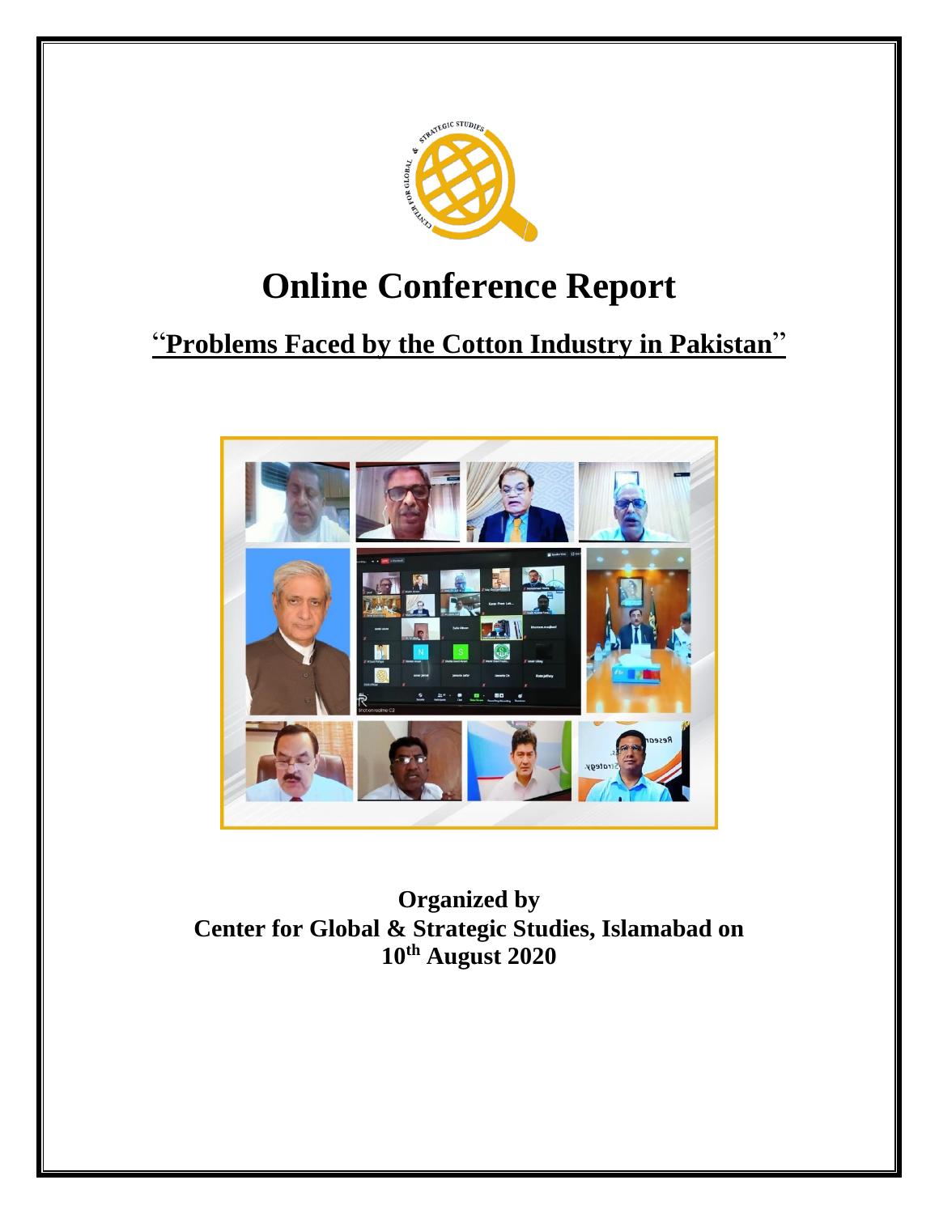# Online Conference Report

## "**Problems Faced by the Cotton Industry in Pakistan**"

**Organized by**
**Center for Global & Strategic Studies, Islamabad on**
**10th August 2020**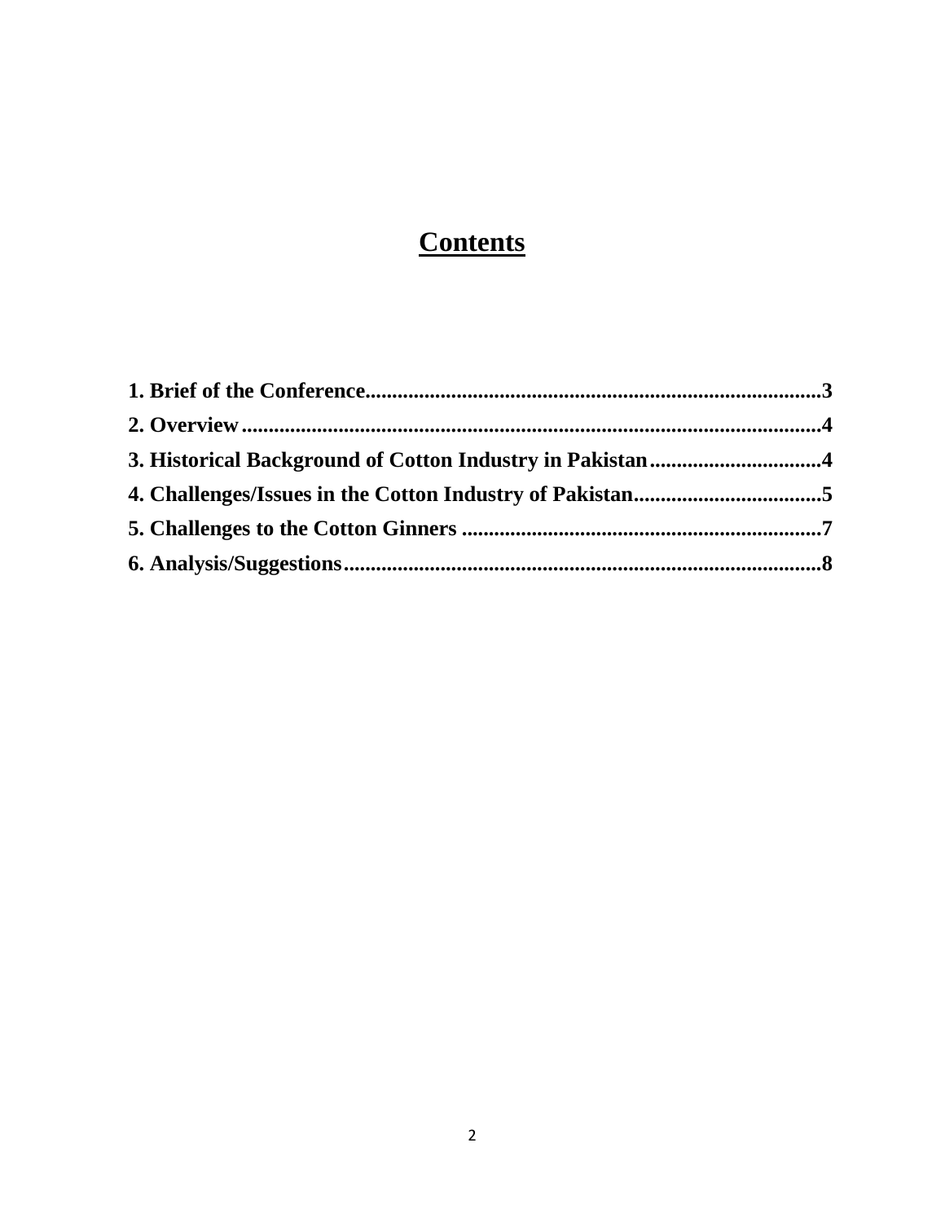# Contents

**1. Brief of the Conference....................................................................................3**

**2. Overview............................................................................................................4**

**3. Historical Background of Cotton Industry in Pakistan................................4**

**4. Challenges/Issues in the Cotton Industry of Pakistan...................................5**

**5. Challenges to the Cotton Ginners ...................................................................7**

**6. Analysis/Suggestions.........................................................................................8**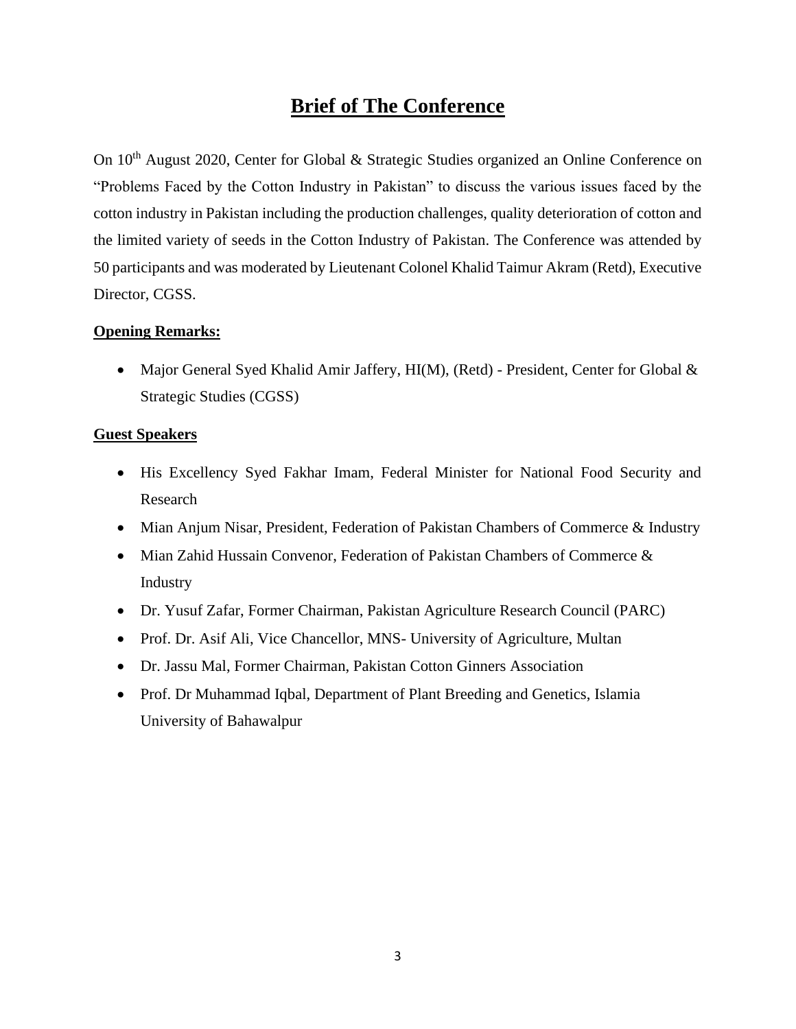# Brief of The Conference

On 10th August 2020, Center for Global & Strategic Studies organized an Online Conference on "Problems Faced by the Cotton Industry in Pakistan" to discuss the various issues faced by the cotton industry in Pakistan including the production challenges, quality deterioration of cotton and the limited variety of seeds in the Cotton Industry of Pakistan. The Conference was attended by 50 participants and was moderated by Lieutenant Colonel Khalid Taimur Akram (Retd), Executive Director, CGSS.

## Opening Remarks:

- Major General Syed Khalid Amir Jaffery, HI(M), (Retd) - President, Center for Global & Strategic Studies (CGSS)

## Guest Speakers

- His Excellency Syed Fakhar Imam, Federal Minister for National Food Security and Research
- Mian Anjum Nisar, President, Federation of Pakistan Chambers of Commerce & Industry
- Mian Zahid Hussain Convenor, Federation of Pakistan Chambers of Commerce & Industry
- Dr. Yusuf Zafar, Former Chairman, Pakistan Agriculture Research Council (PARC)
- Prof. Dr. Asif Ali, Vice Chancellor, MNS- University of Agriculture, Multan
- Dr. Jassu Mal, Former Chairman, Pakistan Cotton Ginners Association
- Prof. Dr Muhammad Iqbal, Department of Plant Breeding and Genetics, Islamia University of Bahawalpur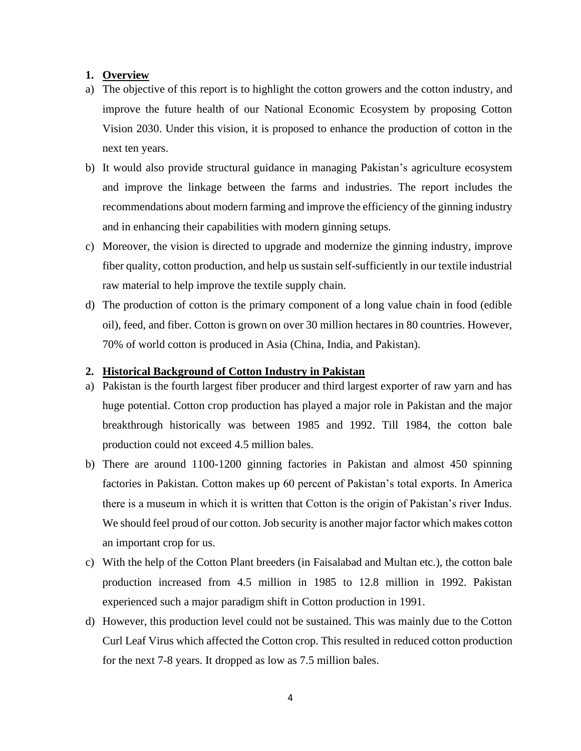## 1. **Overview**

a) The objective of this report is to highlight the cotton growers and the cotton industry, and improve the future health of our National Economic Ecosystem by proposing Cotton Vision 2030. Under this vision, it is proposed to enhance the production of cotton in the next ten years.

b) It would also provide structural guidance in managing Pakistan's agriculture ecosystem and improve the linkage between the farms and industries. The report includes the recommendations about modern farming and improve the efficiency of the ginning industry and in enhancing their capabilities with modern ginning setups.

c) Moreover, the vision is directed to upgrade and modernize the ginning industry, improve fiber quality, cotton production, and help us sustain self-sufficiently in our textile industrial raw material to help improve the textile supply chain.

d) The production of cotton is the primary component of a long value chain in food (edible oil), feed, and fiber. Cotton is grown on over 30 million hectares in 80 countries. However, 70% of world cotton is produced in Asia (China, India, and Pakistan).

## 2. **Historical Background of Cotton Industry in Pakistan**

a) Pakistan is the fourth largest fiber producer and third largest exporter of raw yarn and has huge potential. Cotton crop production has played a major role in Pakistan and the major breakthrough historically was between 1985 and 1992. Till 1984, the cotton bale production could not exceed 4.5 million bales.

b) There are around 1100-1200 ginning factories in Pakistan and almost 450 spinning factories in Pakistan. Cotton makes up 60 percent of Pakistan's total exports. In America there is a museum in which it is written that Cotton is the origin of Pakistan's river Indus. We should feel proud of our cotton. Job security is another major factor which makes cotton an important crop for us.

c) With the help of the Cotton Plant breeders (in Faisalabad and Multan etc.), the cotton bale production increased from 4.5 million in 1985 to 12.8 million in 1992. Pakistan experienced such a major paradigm shift in Cotton production in 1991.

d) However, this production level could not be sustained. This was mainly due to the Cotton Curl Leaf Virus which affected the Cotton crop. This resulted in reduced cotton production for the next 7-8 years. It dropped as low as 7.5 million bales.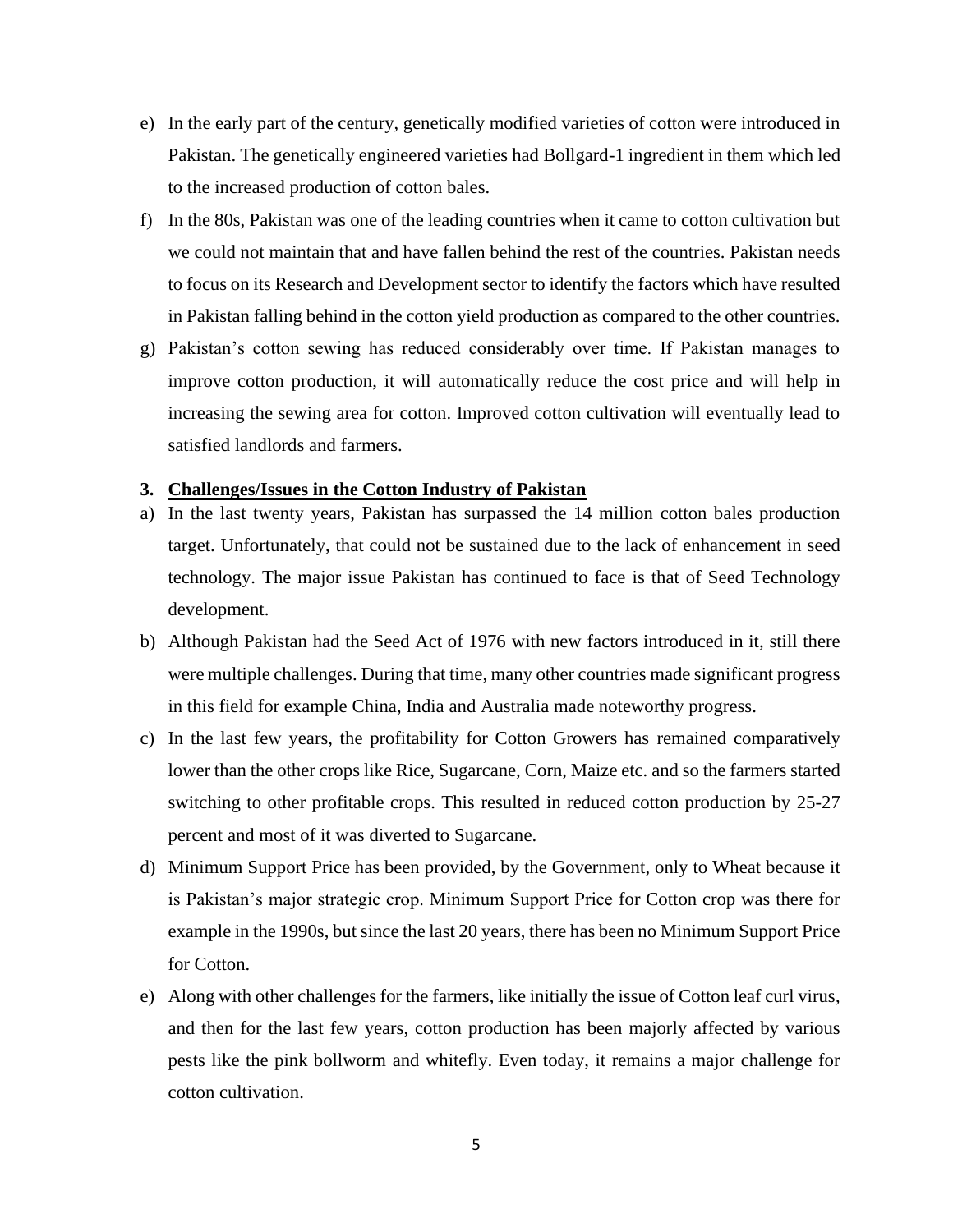e) In the early part of the century, genetically modified varieties of cotton were introduced in Pakistan. The genetically engineered varieties had Bollgard-1 ingredient in them which led to the increased production of cotton bales.

f) In the 80s, Pakistan was one of the leading countries when it came to cotton cultivation but we could not maintain that and have fallen behind the rest of the countries. Pakistan needs to focus on its Research and Development sector to identify the factors which have resulted in Pakistan falling behind in the cotton yield production as compared to the other countries.

g) Pakistan's cotton sewing has reduced considerably over time. If Pakistan manages to improve cotton production, it will automatically reduce the cost price and will help in increasing the sewing area for cotton. Improved cotton cultivation will eventually lead to satisfied landlords and farmers.

## 3. Challenges/Issues in the Cotton Industry of Pakistan

a) In the last twenty years, Pakistan has surpassed the 14 million cotton bales production target. Unfortunately, that could not be sustained due to the lack of enhancement in seed technology. The major issue Pakistan has continued to face is that of Seed Technology development.

b) Although Pakistan had the Seed Act of 1976 with new factors introduced in it, still there were multiple challenges. During that time, many other countries made significant progress in this field for example China, India and Australia made noteworthy progress.

c) In the last few years, the profitability for Cotton Growers has remained comparatively lower than the other crops like Rice, Sugarcane, Corn, Maize etc. and so the farmers started switching to other profitable crops. This resulted in reduced cotton production by 25-27 percent and most of it was diverted to Sugarcane.

d) Minimum Support Price has been provided, by the Government, only to Wheat because it is Pakistan's major strategic crop. Minimum Support Price for Cotton crop was there for example in the 1990s, but since the last 20 years, there has been no Minimum Support Price for Cotton.

e) Along with other challenges for the farmers, like initially the issue of Cotton leaf curl virus, and then for the last few years, cotton production has been majorly affected by various pests like the pink bollworm and whitefly. Even today, it remains a major challenge for cotton cultivation.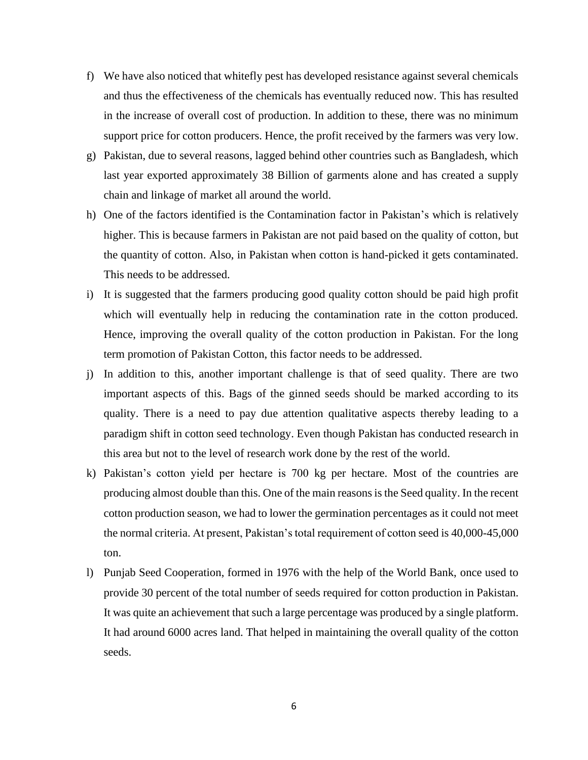f) We have also noticed that whitefly pest has developed resistance against several chemicals and thus the effectiveness of the chemicals has eventually reduced now. This has resulted in the increase of overall cost of production. In addition to these, there was no minimum support price for cotton producers. Hence, the profit received by the farmers was very low.

g) Pakistan, due to several reasons, lagged behind other countries such as Bangladesh, which last year exported approximately 38 Billion of garments alone and has created a supply chain and linkage of market all around the world.

h) One of the factors identified is the Contamination factor in Pakistan's which is relatively higher. This is because farmers in Pakistan are not paid based on the quality of cotton, but the quantity of cotton. Also, in Pakistan when cotton is hand-picked it gets contaminated. This needs to be addressed.

i) It is suggested that the farmers producing good quality cotton should be paid high profit which will eventually help in reducing the contamination rate in the cotton produced. Hence, improving the overall quality of the cotton production in Pakistan. For the long term promotion of Pakistan Cotton, this factor needs to be addressed.

j) In addition to this, another important challenge is that of seed quality. There are two important aspects of this. Bags of the ginned seeds should be marked according to its quality. There is a need to pay due attention qualitative aspects thereby leading to a paradigm shift in cotton seed technology. Even though Pakistan has conducted research in this area but not to the level of research work done by the rest of the world.

k) Pakistan's cotton yield per hectare is 700 kg per hectare. Most of the countries are producing almost double than this. One of the main reasons is the Seed quality. In the recent cotton production season, we had to lower the germination percentages as it could not meet the normal criteria. At present, Pakistan's total requirement of cotton seed is 40,000-45,000 ton.

l) Punjab Seed Cooperation, formed in 1976 with the help of the World Bank, once used to provide 30 percent of the total number of seeds required for cotton production in Pakistan. It was quite an achievement that such a large percentage was produced by a single platform. It had around 6000 acres land. That helped in maintaining the overall quality of the cotton seeds.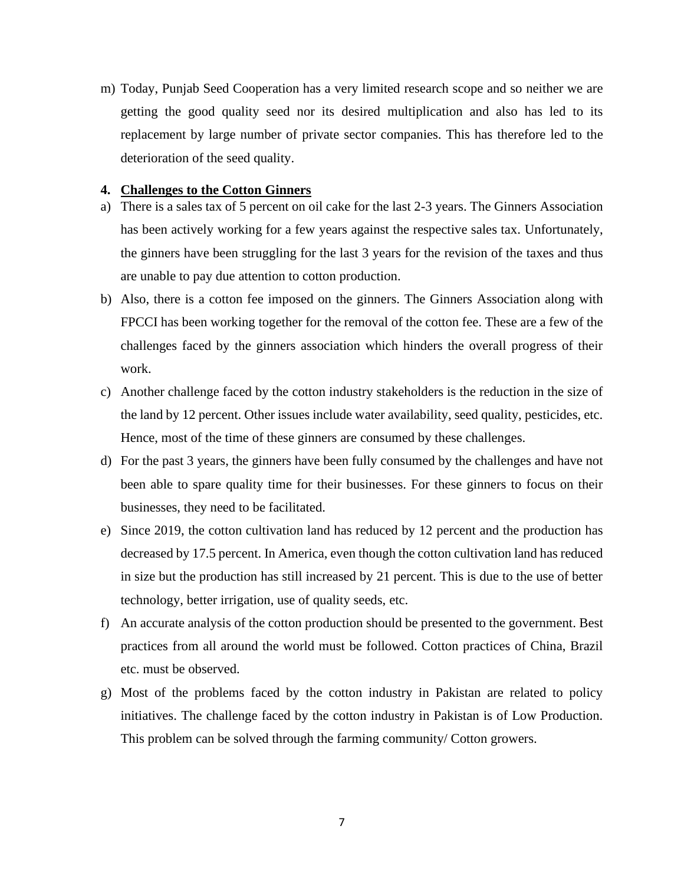m) Today, Punjab Seed Cooperation has a very limited research scope and so neither we are getting the good quality seed nor its desired multiplication and also has led to its replacement by large number of private sector companies. This has therefore led to the deterioration of the seed quality.

## 4. Challenges to the Cotton Ginners

a) There is a sales tax of 5 percent on oil cake for the last 2-3 years. The Ginners Association has been actively working for a few years against the respective sales tax. Unfortunately, the ginners have been struggling for the last 3 years for the revision of the taxes and thus are unable to pay due attention to cotton production.

b) Also, there is a cotton fee imposed on the ginners. The Ginners Association along with FPCCI has been working together for the removal of the cotton fee. These are a few of the challenges faced by the ginners association which hinders the overall progress of their work.

c) Another challenge faced by the cotton industry stakeholders is the reduction in the size of the land by 12 percent. Other issues include water availability, seed quality, pesticides, etc. Hence, most of the time of these ginners are consumed by these challenges.

d) For the past 3 years, the ginners have been fully consumed by the challenges and have not been able to spare quality time for their businesses. For these ginners to focus on their businesses, they need to be facilitated.

e) Since 2019, the cotton cultivation land has reduced by 12 percent and the production has decreased by 17.5 percent. In America, even though the cotton cultivation land has reduced in size but the production has still increased by 21 percent. This is due to the use of better technology, better irrigation, use of quality seeds, etc.

f) An accurate analysis of the cotton production should be presented to the government. Best practices from all around the world must be followed. Cotton practices of China, Brazil etc. must be observed.

g) Most of the problems faced by the cotton industry in Pakistan are related to policy initiatives. The challenge faced by the cotton industry in Pakistan is of Low Production. This problem can be solved through the farming community/ Cotton growers.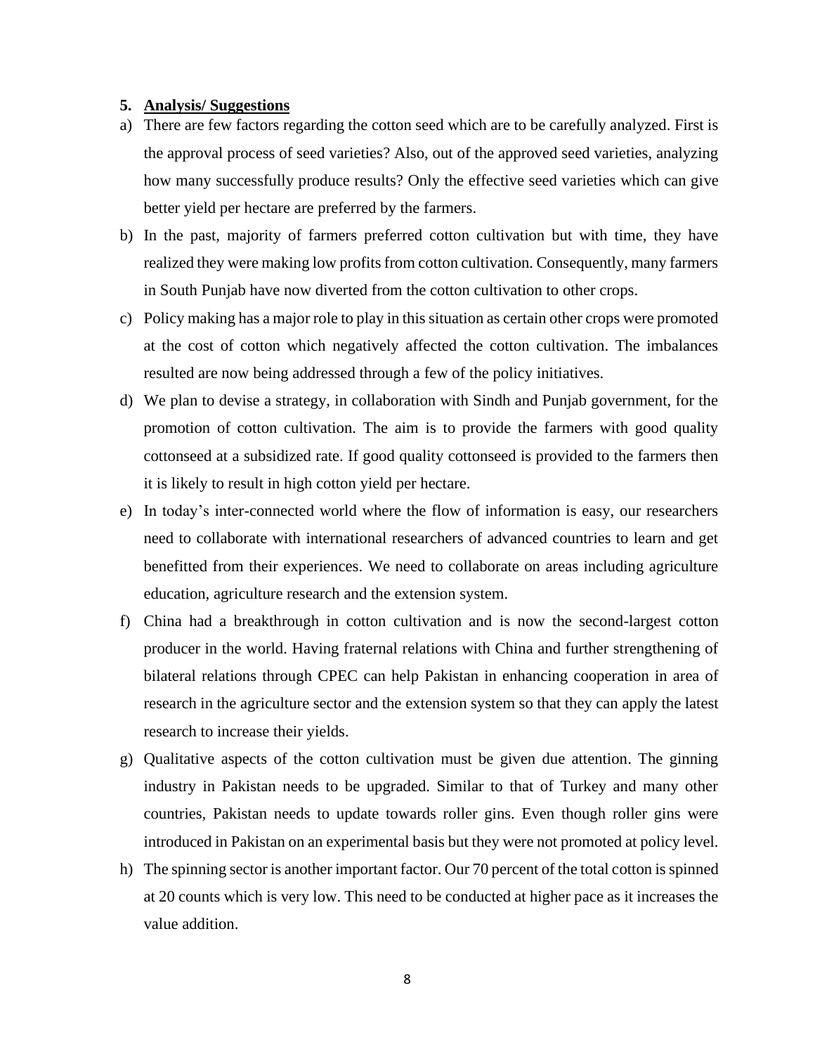**5. Analysis/ Suggestions**

a) There are few factors regarding the cotton seed which are to be carefully analyzed. First is the approval process of seed varieties? Also, out of the approved seed varieties, analyzing how many successfully produce results? Only the effective seed varieties which can give better yield per hectare are preferred by the farmers.

b) In the past, majority of farmers preferred cotton cultivation but with time, they have realized they were making low profits from cotton cultivation. Consequently, many farmers in South Punjab have now diverted from the cotton cultivation to other crops.

c) Policy making has a major role to play in this situation as certain other crops were promoted at the cost of cotton which negatively affected the cotton cultivation. The imbalances resulted are now being addressed through a few of the policy initiatives.

d) We plan to devise a strategy, in collaboration with Sindh and Punjab government, for the promotion of cotton cultivation. The aim is to provide the farmers with good quality cottonseed at a subsidized rate. If good quality cottonseed is provided to the farmers then it is likely to result in high cotton yield per hectare.

e) In today's inter-connected world where the flow of information is easy, our researchers need to collaborate with international researchers of advanced countries to learn and get benefitted from their experiences. We need to collaborate on areas including agriculture education, agriculture research and the extension system.

f) China had a breakthrough in cotton cultivation and is now the second-largest cotton producer in the world. Having fraternal relations with China and further strengthening of bilateral relations through CPEC can help Pakistan in enhancing cooperation in area of research in the agriculture sector and the extension system so that they can apply the latest research to increase their yields.

g) Qualitative aspects of the cotton cultivation must be given due attention. The ginning industry in Pakistan needs to be upgraded. Similar to that of Turkey and many other countries, Pakistan needs to update towards roller gins. Even though roller gins were introduced in Pakistan on an experimental basis but they were not promoted at policy level.

h) The spinning sector is another important factor. Our 70 percent of the total cotton is spinned at 20 counts which is very low. This need to be conducted at higher pace as it increases the value addition.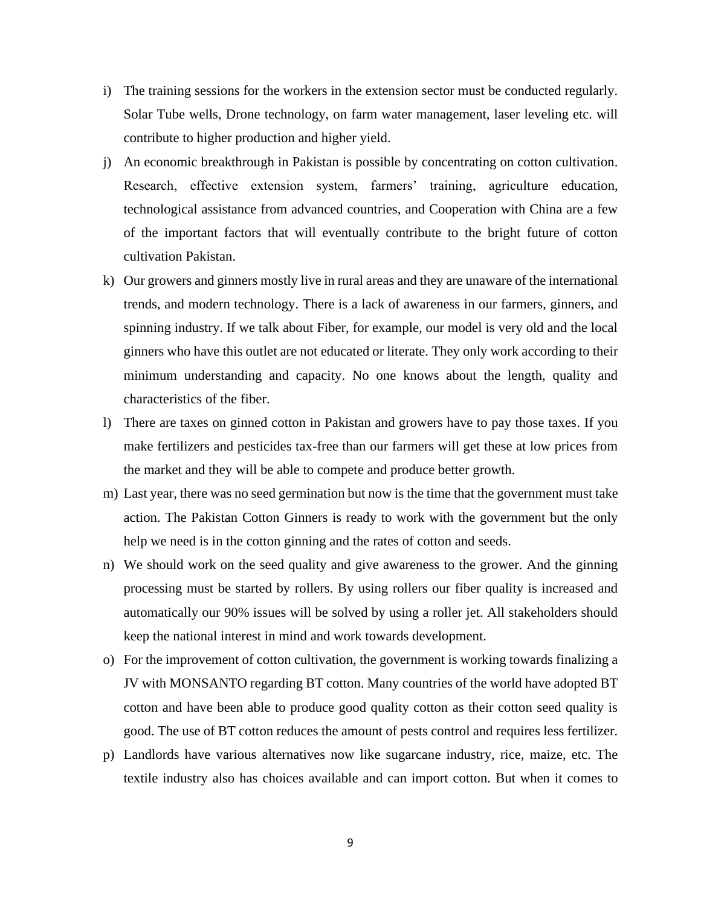i) The training sessions for the workers in the extension sector must be conducted regularly. Solar Tube wells, Drone technology, on farm water management, laser leveling etc. will contribute to higher production and higher yield.

j) An economic breakthrough in Pakistan is possible by concentrating on cotton cultivation. Research, effective extension system, farmers' training, agriculture education, technological assistance from advanced countries, and Cooperation with China are a few of the important factors that will eventually contribute to the bright future of cotton cultivation Pakistan.

k) Our growers and ginners mostly live in rural areas and they are unaware of the international trends, and modern technology. There is a lack of awareness in our farmers, ginners, and spinning industry. If we talk about Fiber, for example, our model is very old and the local ginners who have this outlet are not educated or literate. They only work according to their minimum understanding and capacity. No one knows about the length, quality and characteristics of the fiber.

l) There are taxes on ginned cotton in Pakistan and growers have to pay those taxes. If you make fertilizers and pesticides tax-free than our farmers will get these at low prices from the market and they will be able to compete and produce better growth.

m) Last year, there was no seed germination but now is the time that the government must take action. The Pakistan Cotton Ginners is ready to work with the government but the only help we need is in the cotton ginning and the rates of cotton and seeds.

n) We should work on the seed quality and give awareness to the grower. And the ginning processing must be started by rollers. By using rollers our fiber quality is increased and automatically our 90% issues will be solved by using a roller jet. All stakeholders should keep the national interest in mind and work towards development.

o) For the improvement of cotton cultivation, the government is working towards finalizing a JV with MONSANTO regarding BT cotton. Many countries of the world have adopted BT cotton and have been able to produce good quality cotton as their cotton seed quality is good. The use of BT cotton reduces the amount of pests control and requires less fertilizer.

p) Landlords have various alternatives now like sugarcane industry, rice, maize, etc. The textile industry also has choices available and can import cotton. But when it comes to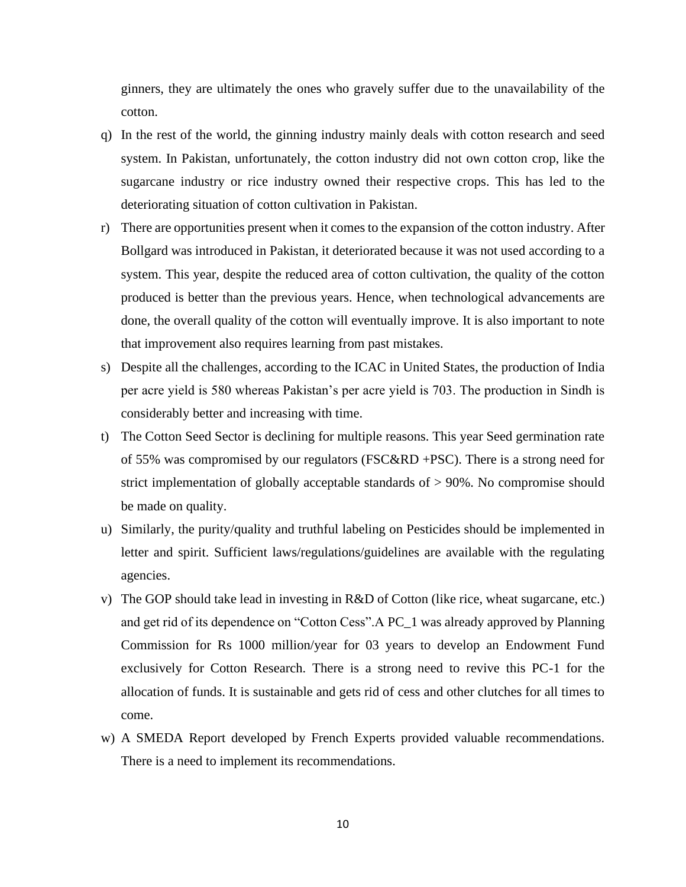ginners, they are ultimately the ones who gravely suffer due to the unavailability of the cotton.

q) In the rest of the world, the ginning industry mainly deals with cotton research and seed system. In Pakistan, unfortunately, the cotton industry did not own cotton crop, like the sugarcane industry or rice industry owned their respective crops. This has led to the deteriorating situation of cotton cultivation in Pakistan.

r) There are opportunities present when it comes to the expansion of the cotton industry. After Bollgard was introduced in Pakistan, it deteriorated because it was not used according to a system. This year, despite the reduced area of cotton cultivation, the quality of the cotton produced is better than the previous years. Hence, when technological advancements are done, the overall quality of the cotton will eventually improve. It is also important to note that improvement also requires learning from past mistakes.

s) Despite all the challenges, according to the ICAC in United States, the production of India per acre yield is 580 whereas Pakistan's per acre yield is 703. The production in Sindh is considerably better and increasing with time.

t) The Cotton Seed Sector is declining for multiple reasons. This year Seed germination rate of 55% was compromised by our regulators (FSC&RD +PSC). There is a strong need for strict implementation of globally acceptable standards of > 90%. No compromise should be made on quality.

u) Similarly, the purity/quality and truthful labeling on Pesticides should be implemented in letter and spirit. Sufficient laws/regulations/guidelines are available with the regulating agencies.

v) The GOP should take lead in investing in R&D of Cotton (like rice, wheat sugarcane, etc.) and get rid of its dependence on "Cotton Cess".A PC_1 was already approved by Planning Commission for Rs 1000 million/year for 03 years to develop an Endowment Fund exclusively for Cotton Research. There is a strong need to revive this PC-1 for the allocation of funds. It is sustainable and gets rid of cess and other clutches for all times to come.

w) A SMEDA Report developed by French Experts provided valuable recommendations. There is a need to implement its recommendations.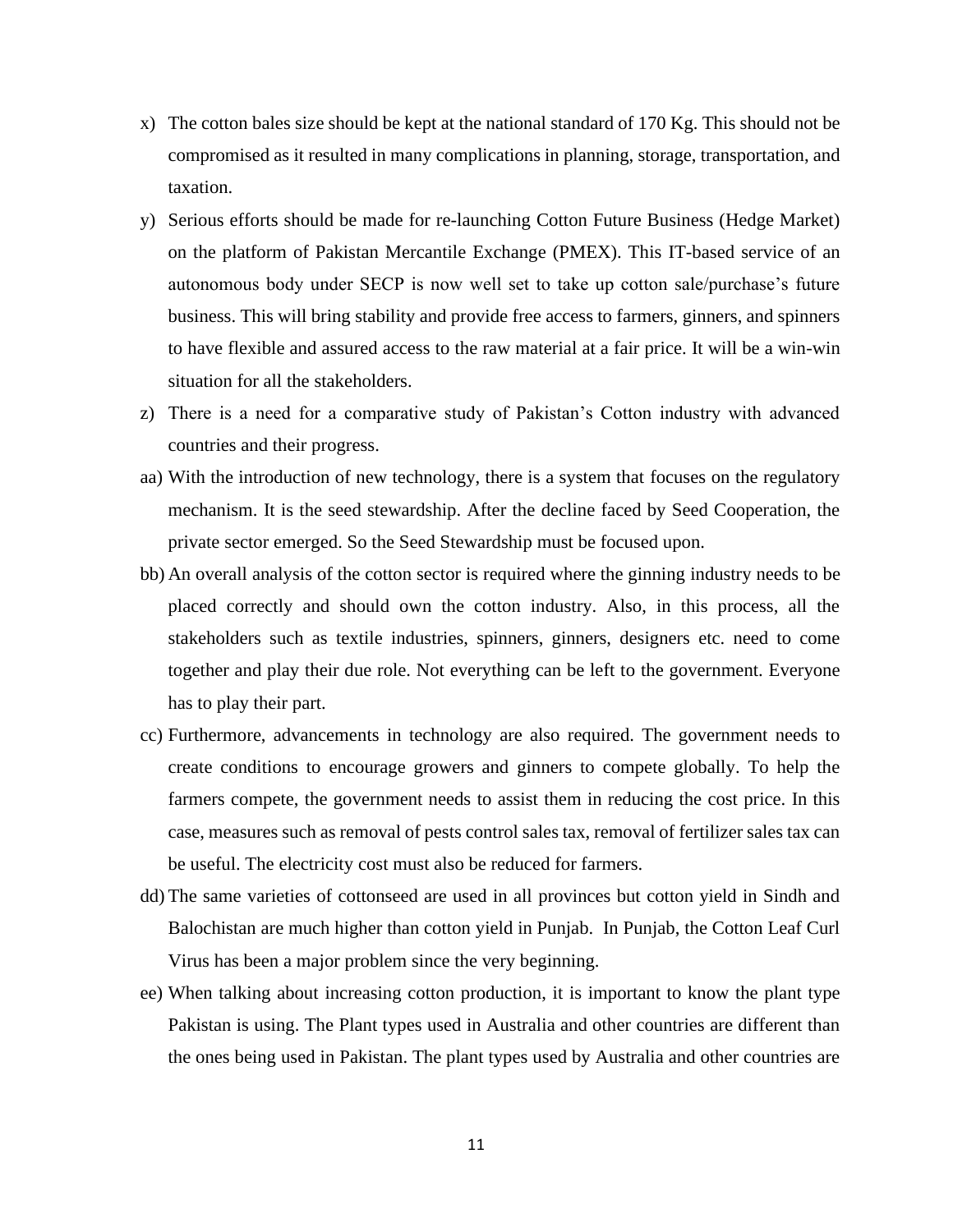x) The cotton bales size should be kept at the national standard of 170 Kg. This should not be compromised as it resulted in many complications in planning, storage, transportation, and taxation.

y) Serious efforts should be made for re-launching Cotton Future Business (Hedge Market) on the platform of Pakistan Mercantile Exchange (PMEX). This IT-based service of an autonomous body under SECP is now well set to take up cotton sale/purchase's future business. This will bring stability and provide free access to farmers, ginners, and spinners to have flexible and assured access to the raw material at a fair price. It will be a win-win situation for all the stakeholders.

z) There is a need for a comparative study of Pakistan's Cotton industry with advanced countries and their progress.

aa) With the introduction of new technology, there is a system that focuses on the regulatory mechanism. It is the seed stewardship. After the decline faced by Seed Cooperation, the private sector emerged. So the Seed Stewardship must be focused upon.

bb) An overall analysis of the cotton sector is required where the ginning industry needs to be placed correctly and should own the cotton industry. Also, in this process, all the stakeholders such as textile industries, spinners, ginners, designers etc. need to come together and play their due role. Not everything can be left to the government. Everyone has to play their part.

cc) Furthermore, advancements in technology are also required. The government needs to create conditions to encourage growers and ginners to compete globally. To help the farmers compete, the government needs to assist them in reducing the cost price. In this case, measures such as removal of pests control sales tax, removal of fertilizer sales tax can be useful. The electricity cost must also be reduced for farmers.

dd) The same varieties of cottonseed are used in all provinces but cotton yield in Sindh and Balochistan are much higher than cotton yield in Punjab. In Punjab, the Cotton Leaf Curl Virus has been a major problem since the very beginning.

ee) When talking about increasing cotton production, it is important to know the plant type Pakistan is using. The Plant types used in Australia and other countries are different than the ones being used in Pakistan. The plant types used by Australia and other countries are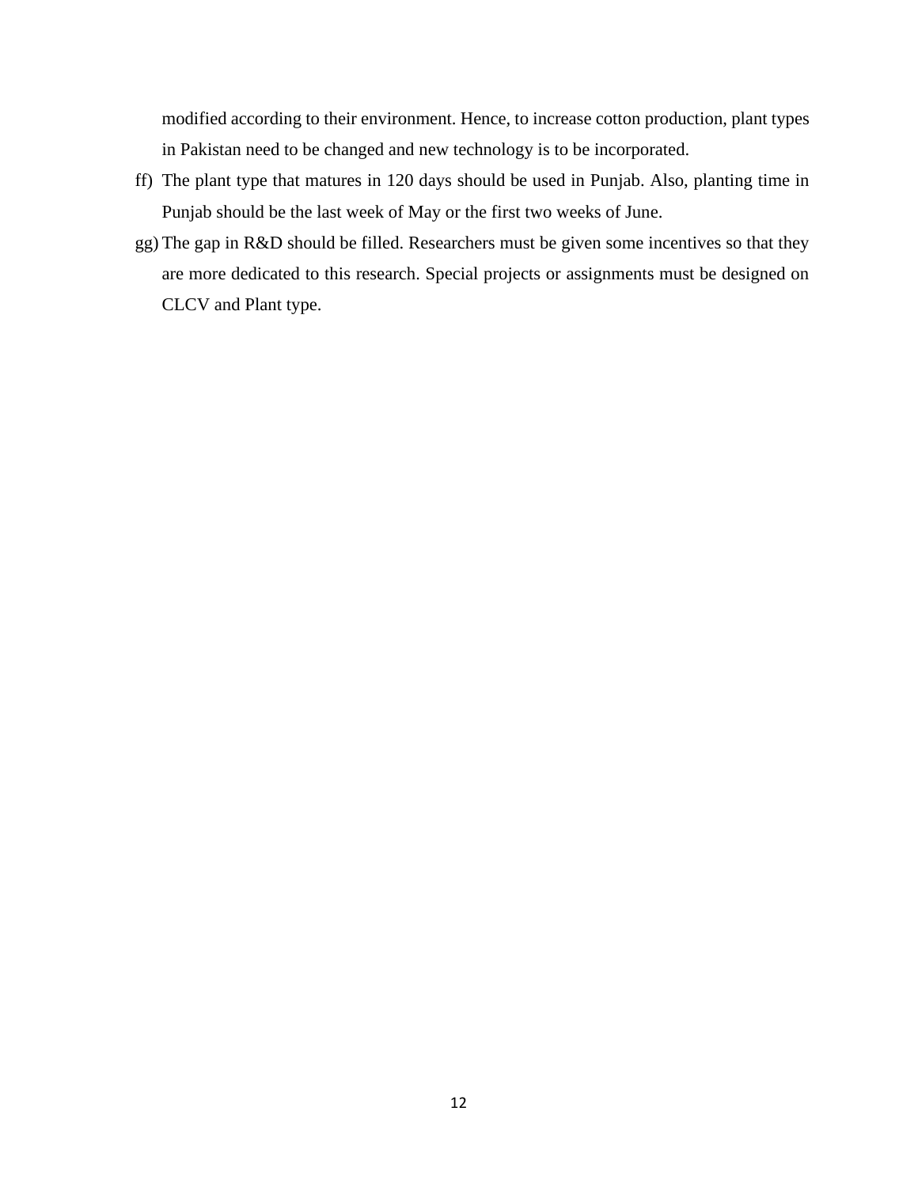modified according to their environment. Hence, to increase cotton production, plant types in Pakistan need to be changed and new technology is to be incorporated.

ff) The plant type that matures in 120 days should be used in Punjab. Also, planting time in Punjab should be the last week of May or the first two weeks of June.

gg) The gap in R&D should be filled. Researchers must be given some incentives so that they are more dedicated to this research. Special projects or assignments must be designed on CLCV and Plant type.